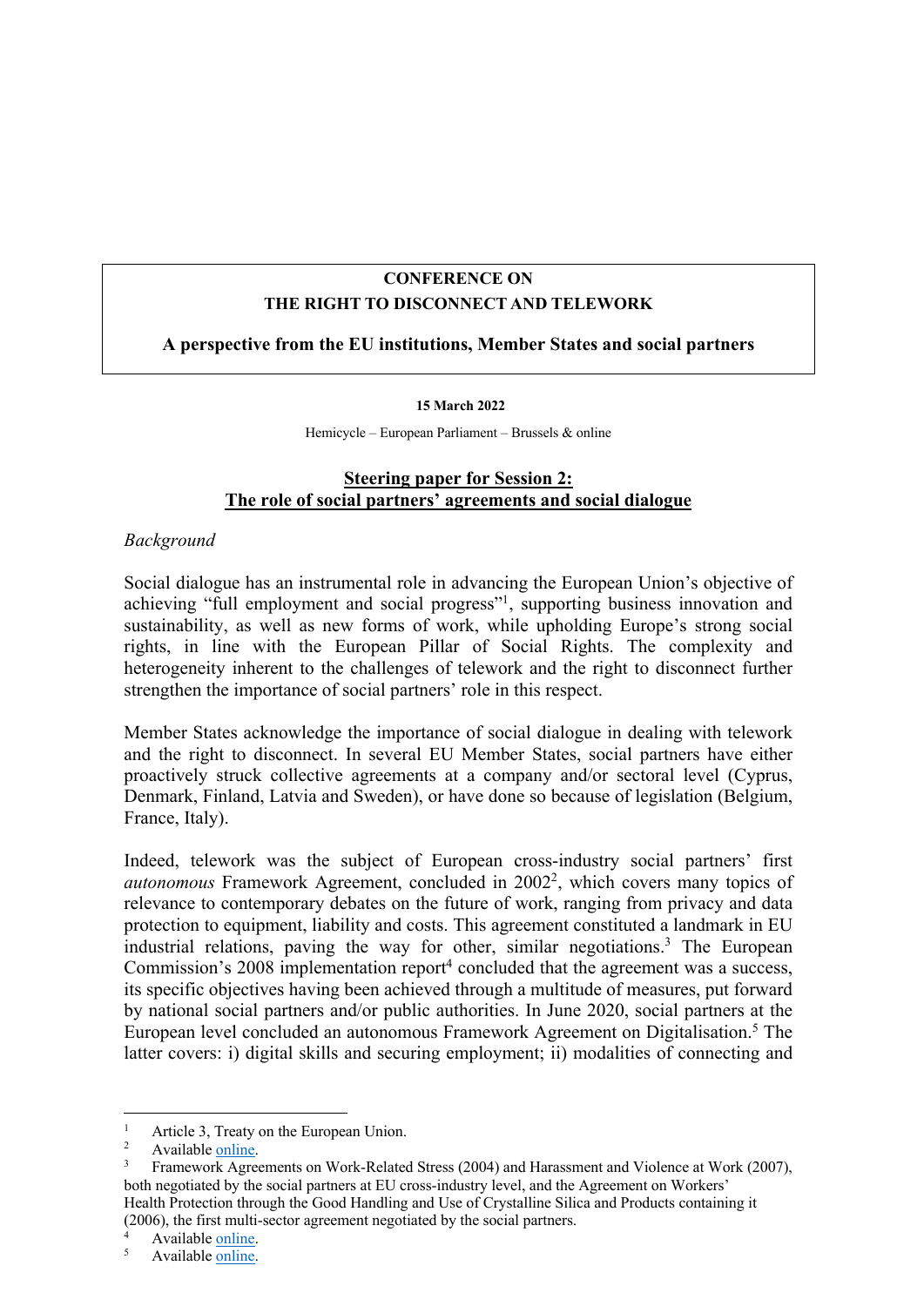**CONFERENCE ON**
**THE RIGHT TO DISCONNECT AND TELEWORK**

**A perspective from the EU institutions, Member States and social partners**

**15 March 2022**

Hemicycle – European Parliament – Brussels & online

## Steering paper for Session 2: The role of social partners' agreements and social dialogue

*Background*

Social dialogue has an instrumental role in advancing the European Union's objective of achieving "full employment and social progress"[1], supporting business innovation and sustainability, as well as new forms of work, while upholding Europe's strong social rights, in line with the European Pillar of Social Rights. The complexity and heterogeneity inherent to the challenges of telework and the right to disconnect further strengthen the importance of social partners' role in this respect.

Member States acknowledge the importance of social dialogue in dealing with telework and the right to disconnect. In several EU Member States, social partners have either proactively struck collective agreements at a company and/or sectoral level (Cyprus, Denmark, Finland, Latvia and Sweden), or have done so because of legislation (Belgium, France, Italy).

Indeed, telework was the subject of European cross-industry social partners' first *autonomous* Framework Agreement, concluded in 2002[2], which covers many topics of relevance to contemporary debates on the future of work, ranging from privacy and data protection to equipment, liability and costs. This agreement constituted a landmark in EU industrial relations, paving the way for other, similar negotiations.[3] The European Commission's 2008 implementation report[4] concluded that the agreement was a success, its specific objectives having been achieved through a multitude of measures, put forward by national social partners and/or public authorities. In June 2020, social partners at the European level concluded an autonomous Framework Agreement on Digitalisation.[5] The latter covers: i) digital skills and securing employment; ii) modalities of connecting and

[1] Article 3, Treaty on the European Union.

[2] Available online.

[3] Framework Agreements on Work-Related Stress (2004) and Harassment and Violence at Work (2007), both negotiated by the social partners at EU cross-industry level, and the Agreement on Workers' Health Protection through the Good Handling and Use of Crystalline Silica and Products containing it (2006), the first multi-sector agreement negotiated by the social partners.

[4] Available online.

[5] Available online.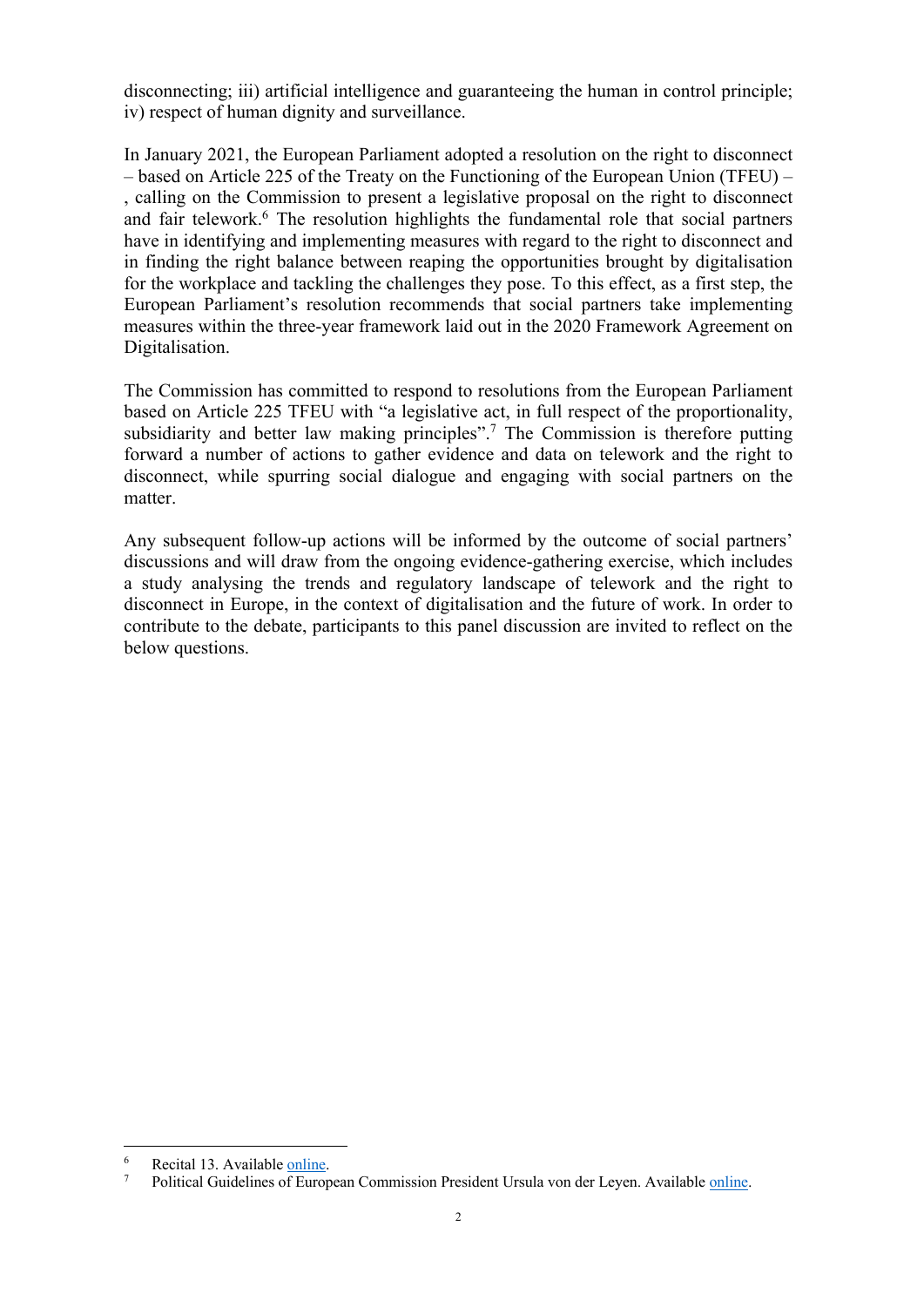disconnecting; iii) artificial intelligence and guaranteeing the human in control principle; iv) respect of human dignity and surveillance.

In January 2021, the European Parliament adopted a resolution on the right to disconnect – based on Article 225 of the Treaty on the Functioning of the European Union (TFEU) – , calling on the Commission to present a legislative proposal on the right to disconnect and fair telework.[6] The resolution highlights the fundamental role that social partners have in identifying and implementing measures with regard to the right to disconnect and in finding the right balance between reaping the opportunities brought by digitalisation for the workplace and tackling the challenges they pose. To this effect, as a first step, the European Parliament's resolution recommends that social partners take implementing measures within the three-year framework laid out in the 2020 Framework Agreement on Digitalisation.

The Commission has committed to respond to resolutions from the European Parliament based on Article 225 TFEU with "a legislative act, in full respect of the proportionality, subsidiarity and better law making principles".[7] The Commission is therefore putting forward a number of actions to gather evidence and data on telework and the right to disconnect, while spurring social dialogue and engaging with social partners on the matter.

Any subsequent follow-up actions will be informed by the outcome of social partners' discussions and will draw from the ongoing evidence-gathering exercise, which includes a study analysing the trends and regulatory landscape of telework and the right to disconnect in Europe, in the context of digitalisation and the future of work. In order to contribute to the debate, participants to this panel discussion are invited to reflect on the below questions.

---

[6] Recital 13. Available online.

[7] Political Guidelines of European Commission President Ursula von der Leyen. Available online.